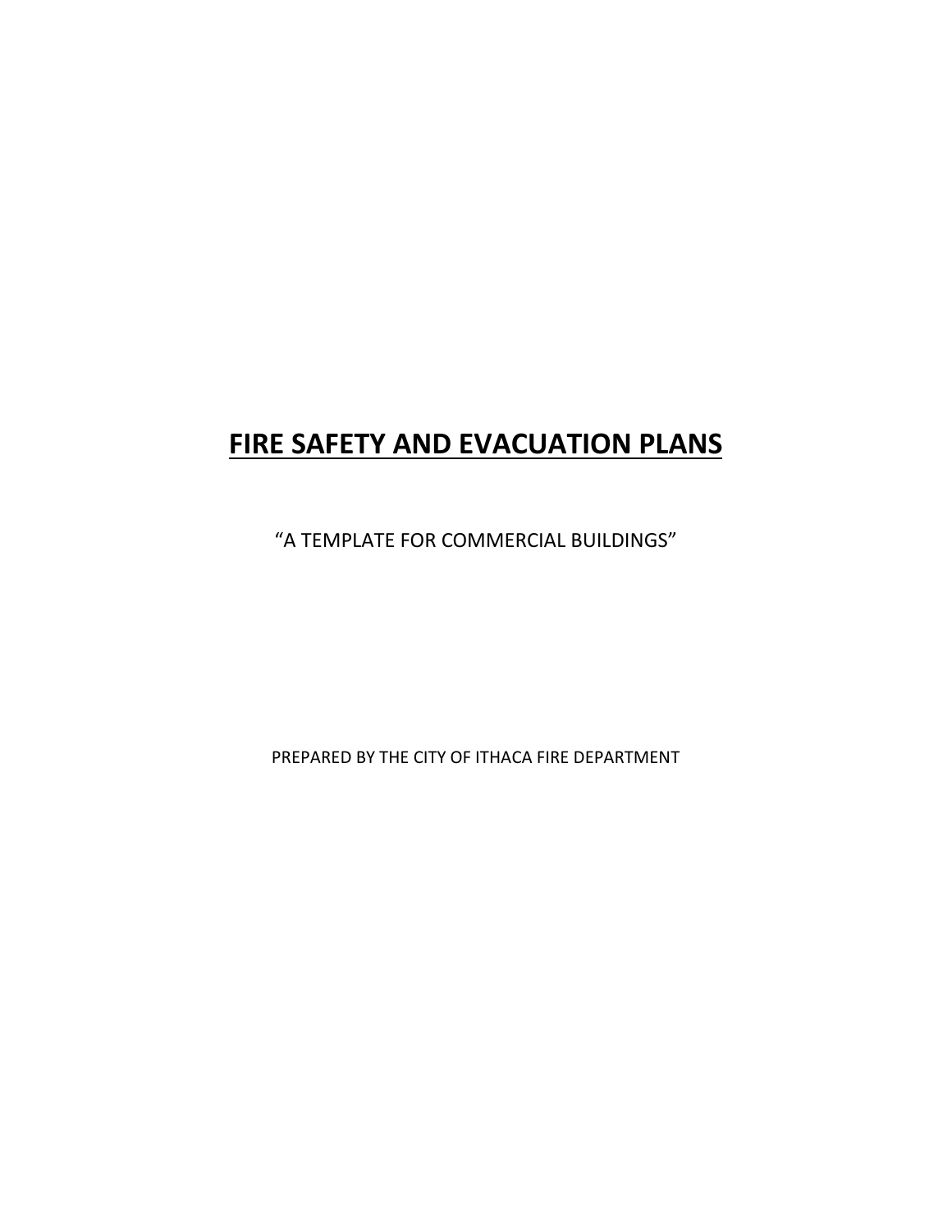# FIRE SAFETY AND EVACUATION PLANS

"A TEMPLATE FOR COMMERCIAL BUILDINGS"

PREPARED BY THE CITY OF ITHACA FIRE DEPARTMENT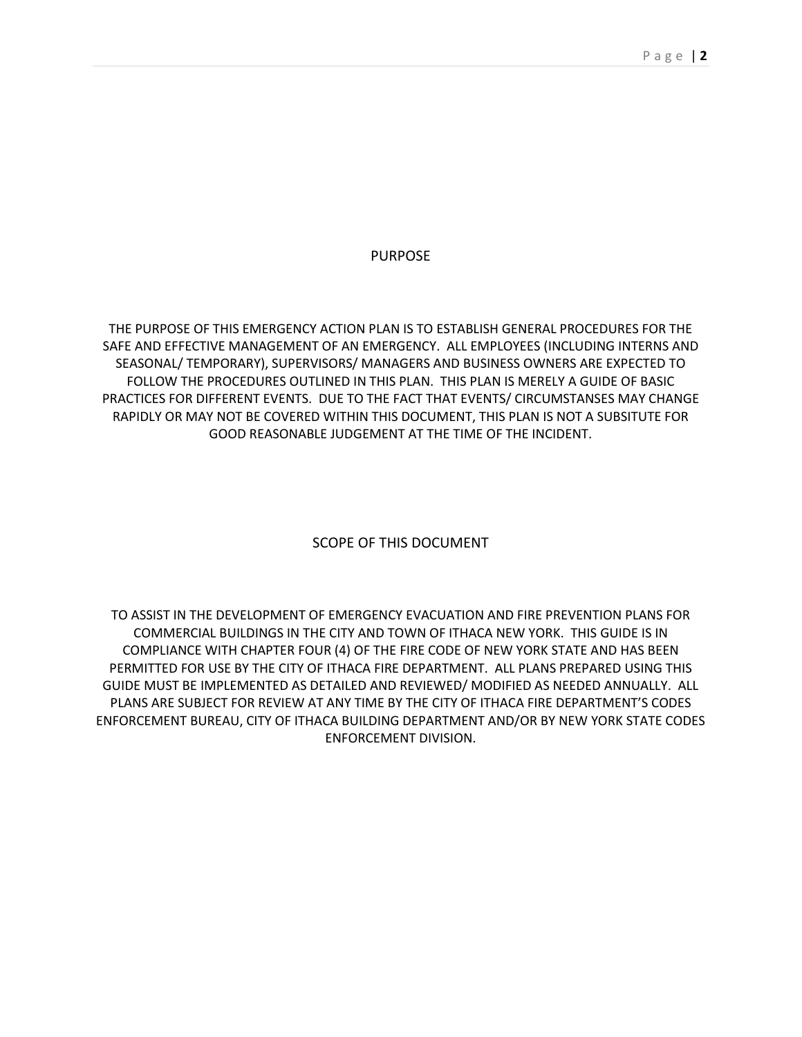## PURPOSE

THE PURPOSE OF THIS EMERGENCY ACTION PLAN IS TO ESTABLISH GENERAL PROCEDURES FOR THE SAFE AND EFFECTIVE MANAGEMENT OF AN EMERGENCY. ALL EMPLOYEES (INCLUDING INTERNS AND SEASONAL/ TEMPORARY), SUPERVISORS/ MANAGERS AND BUSINESS OWNERS ARE EXPECTED TO FOLLOW THE PROCEDURES OUTLINED IN THIS PLAN. THIS PLAN IS MERELY A GUIDE OF BASIC PRACTICES FOR DIFFERENT EVENTS. DUE TO THE FACT THAT EVENTS/ CIRCUMSTANSES MAY CHANGE RAPIDLY OR MAY NOT BE COVERED WITHIN THIS DOCUMENT, THIS PLAN IS NOT A SUBSITUTE FOR GOOD REASONABLE JUDGEMENT AT THE TIME OF THE INCIDENT.

## SCOPE OF THIS DOCUMENT

TO ASSIST IN THE DEVELOPMENT OF EMERGENCY EVACUATION AND FIRE PREVENTION PLANS FOR COMMERCIAL BUILDINGS IN THE CITY AND TOWN OF ITHACA NEW YORK. THIS GUIDE IS IN COMPLIANCE WITH CHAPTER FOUR (4) OF THE FIRE CODE OF NEW YORK STATE AND HAS BEEN PERMITTED FOR USE BY THE CITY OF ITHACA FIRE DEPARTMENT. ALL PLANS PREPARED USING THIS GUIDE MUST BE IMPLEMENTED AS DETAILED AND REVIEWED/ MODIFIED AS NEEDED ANNUALLY. ALL PLANS ARE SUBJECT FOR REVIEW AT ANY TIME BY THE CITY OF ITHACA FIRE DEPARTMENT'S CODES ENFORCEMENT BUREAU, CITY OF ITHACA BUILDING DEPARTMENT AND/OR BY NEW YORK STATE CODES ENFORCEMENT DIVISION.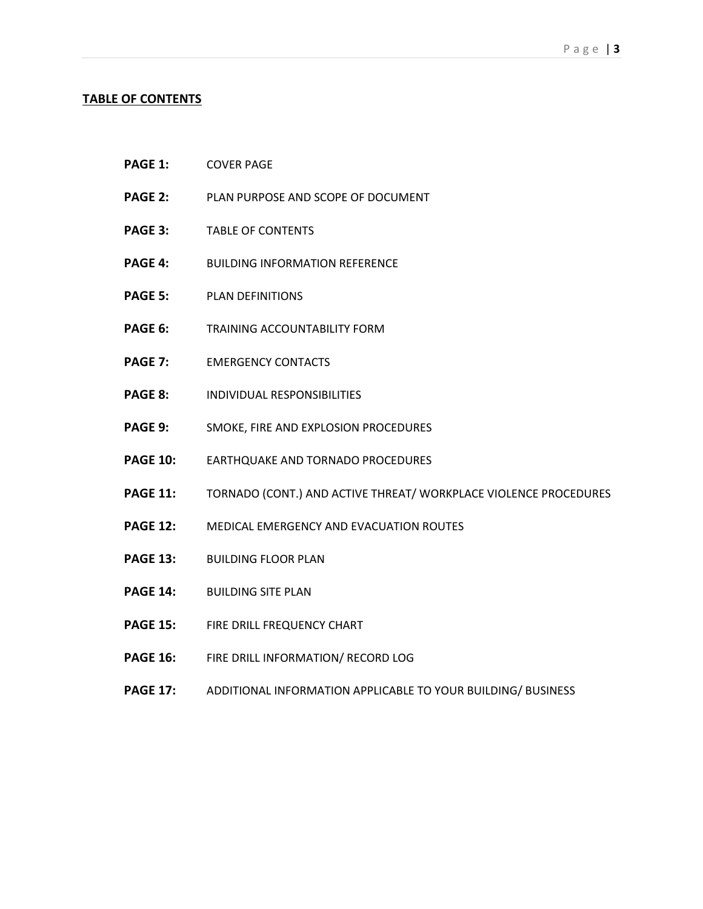## TABLE OF CONTENTS

**PAGE 1:** COVER PAGE

**PAGE 2:** PLAN PURPOSE AND SCOPE OF DOCUMENT

**PAGE 3:** TABLE OF CONTENTS

**PAGE 4:** BUILDING INFORMATION REFERENCE

**PAGE 5:** PLAN DEFINITIONS

**PAGE 6:** TRAINING ACCOUNTABILITY FORM

**PAGE 7:** EMERGENCY CONTACTS

**PAGE 8:** INDIVIDUAL RESPONSIBILITIES

**PAGE 9:** SMOKE, FIRE AND EXPLOSION PROCEDURES

**PAGE 10:** EARTHQUAKE AND TORNADO PROCEDURES

**PAGE 11:** TORNADO (CONT.) AND ACTIVE THREAT/ WORKPLACE VIOLENCE PROCEDURES

**PAGE 12:** MEDICAL EMERGENCY AND EVACUATION ROUTES

**PAGE 13:** BUILDING FLOOR PLAN

**PAGE 14:** BUILDING SITE PLAN

**PAGE 15:** FIRE DRILL FREQUENCY CHART

**PAGE 16:** FIRE DRILL INFORMATION/ RECORD LOG

**PAGE 17:** ADDITIONAL INFORMATION APPLICABLE TO YOUR BUILDING/ BUSINESS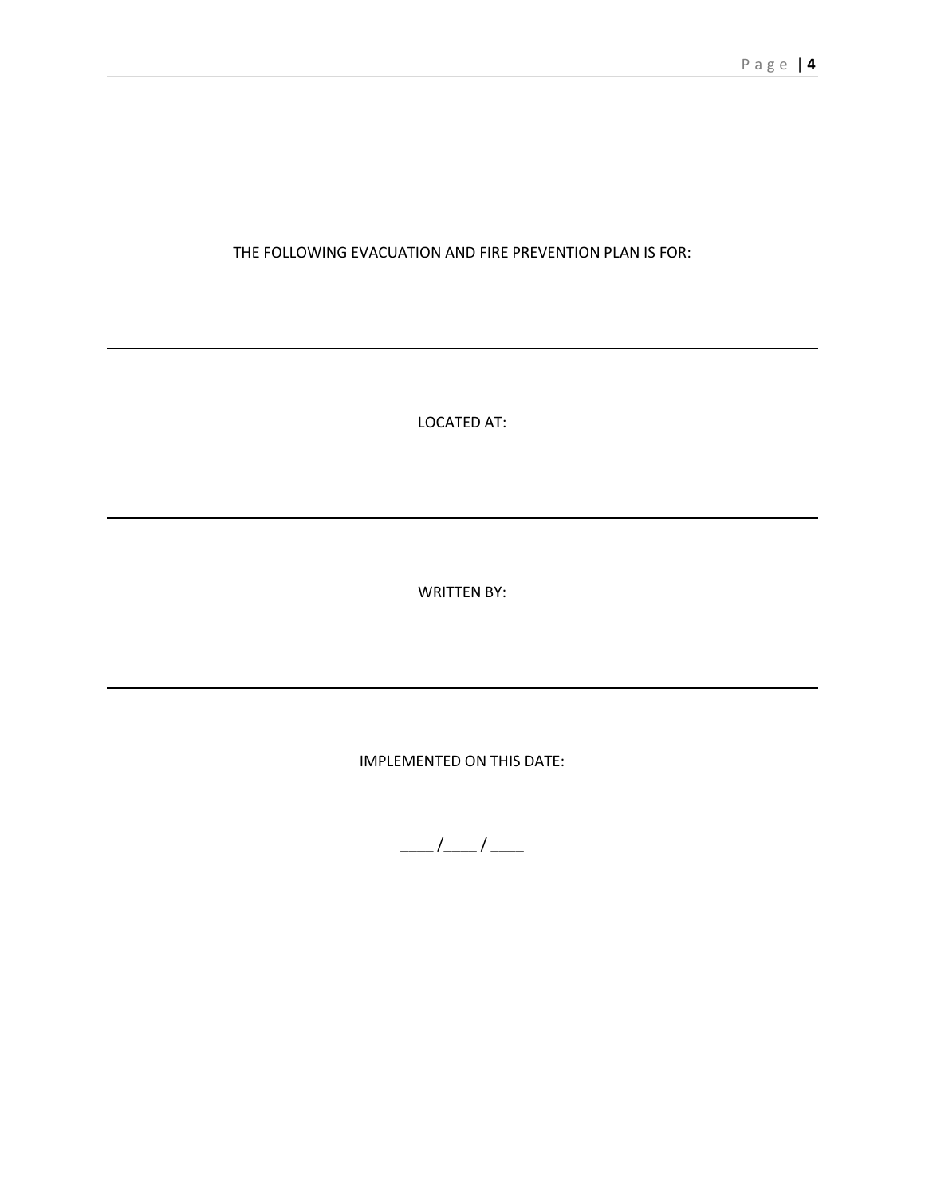THE FOLLOWING EVACUATION AND FIRE PREVENTION PLAN IS FOR:

______________________________________________________________________

LOCATED AT:

______________________________________________________________________

WRITTEN BY:

______________________________________________________________________

IMPLEMENTED ON THIS DATE:

____ /____ / ____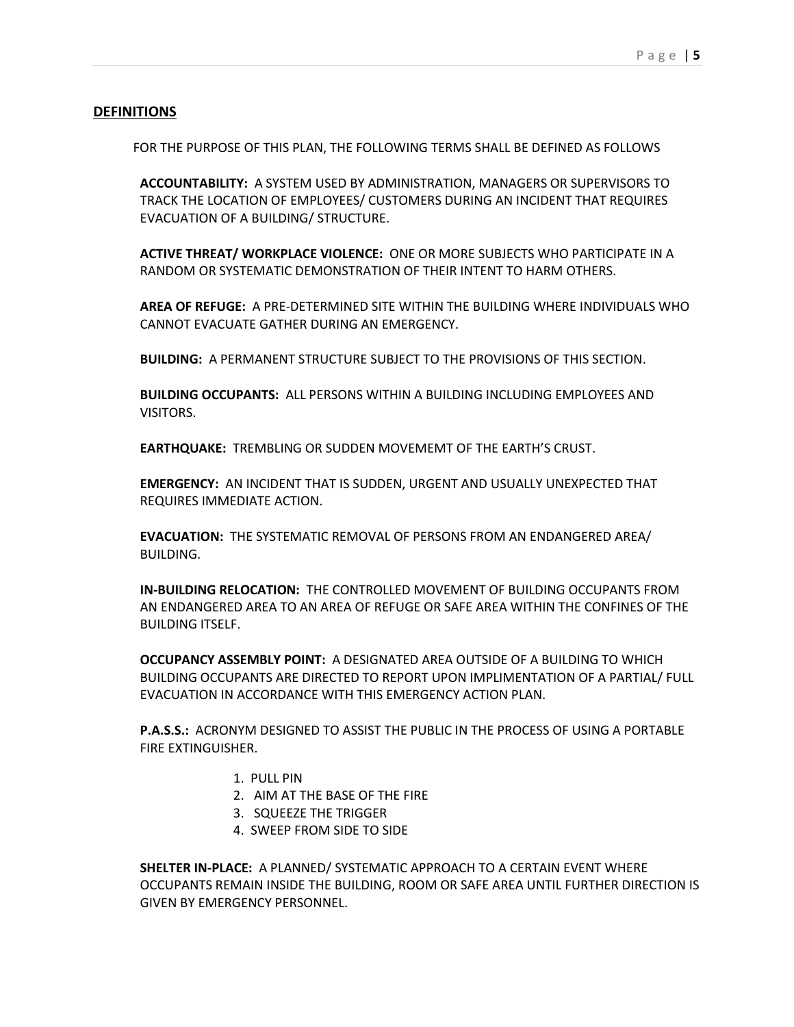## DEFINITIONS

FOR THE PURPOSE OF THIS PLAN, THE FOLLOWING TERMS SHALL BE DEFINED AS FOLLOWS

**ACCOUNTABILITY:** A SYSTEM USED BY ADMINISTRATION, MANAGERS OR SUPERVISORS TO TRACK THE LOCATION OF EMPLOYEES/ CUSTOMERS DURING AN INCIDENT THAT REQUIRES EVACUATION OF A BUILDING/ STRUCTURE.

**ACTIVE THREAT/ WORKPLACE VIOLENCE:** ONE OR MORE SUBJECTS WHO PARTICIPATE IN A RANDOM OR SYSTEMATIC DEMONSTRATION OF THEIR INTENT TO HARM OTHERS.

**AREA OF REFUGE:** A PRE-DETERMINED SITE WITHIN THE BUILDING WHERE INDIVIDUALS WHO CANNOT EVACUATE GATHER DURING AN EMERGENCY.

**BUILDING:** A PERMANENT STRUCTURE SUBJECT TO THE PROVISIONS OF THIS SECTION.

**BUILDING OCCUPANTS:** ALL PERSONS WITHIN A BUILDING INCLUDING EMPLOYEES AND VISITORS.

**EARTHQUAKE:** TREMBLING OR SUDDEN MOVEMEMT OF THE EARTH'S CRUST.

**EMERGENCY:** AN INCIDENT THAT IS SUDDEN, URGENT AND USUALLY UNEXPECTED THAT REQUIRES IMMEDIATE ACTION.

**EVACUATION:** THE SYSTEMATIC REMOVAL OF PERSONS FROM AN ENDANGERED AREA/ BUILDING.

**IN-BUILDING RELOCATION:** THE CONTROLLED MOVEMENT OF BUILDING OCCUPANTS FROM AN ENDANGERED AREA TO AN AREA OF REFUGE OR SAFE AREA WITHIN THE CONFINES OF THE BUILDING ITSELF.

**OCCUPANCY ASSEMBLY POINT:** A DESIGNATED AREA OUTSIDE OF A BUILDING TO WHICH BUILDING OCCUPANTS ARE DIRECTED TO REPORT UPON IMPLIMENTATION OF A PARTIAL/ FULL EVACUATION IN ACCORDANCE WITH THIS EMERGENCY ACTION PLAN.

**P.A.S.S.:** ACRONYM DESIGNED TO ASSIST THE PUBLIC IN THE PROCESS OF USING A PORTABLE FIRE EXTINGUISHER.

1. PULL PIN
2. AIM AT THE BASE OF THE FIRE
3. SQUEEZE THE TRIGGER
4. SWEEP FROM SIDE TO SIDE

**SHELTER IN-PLACE:** A PLANNED/ SYSTEMATIC APPROACH TO A CERTAIN EVENT WHERE OCCUPANTS REMAIN INSIDE THE BUILDING, ROOM OR SAFE AREA UNTIL FURTHER DIRECTION IS GIVEN BY EMERGENCY PERSONNEL.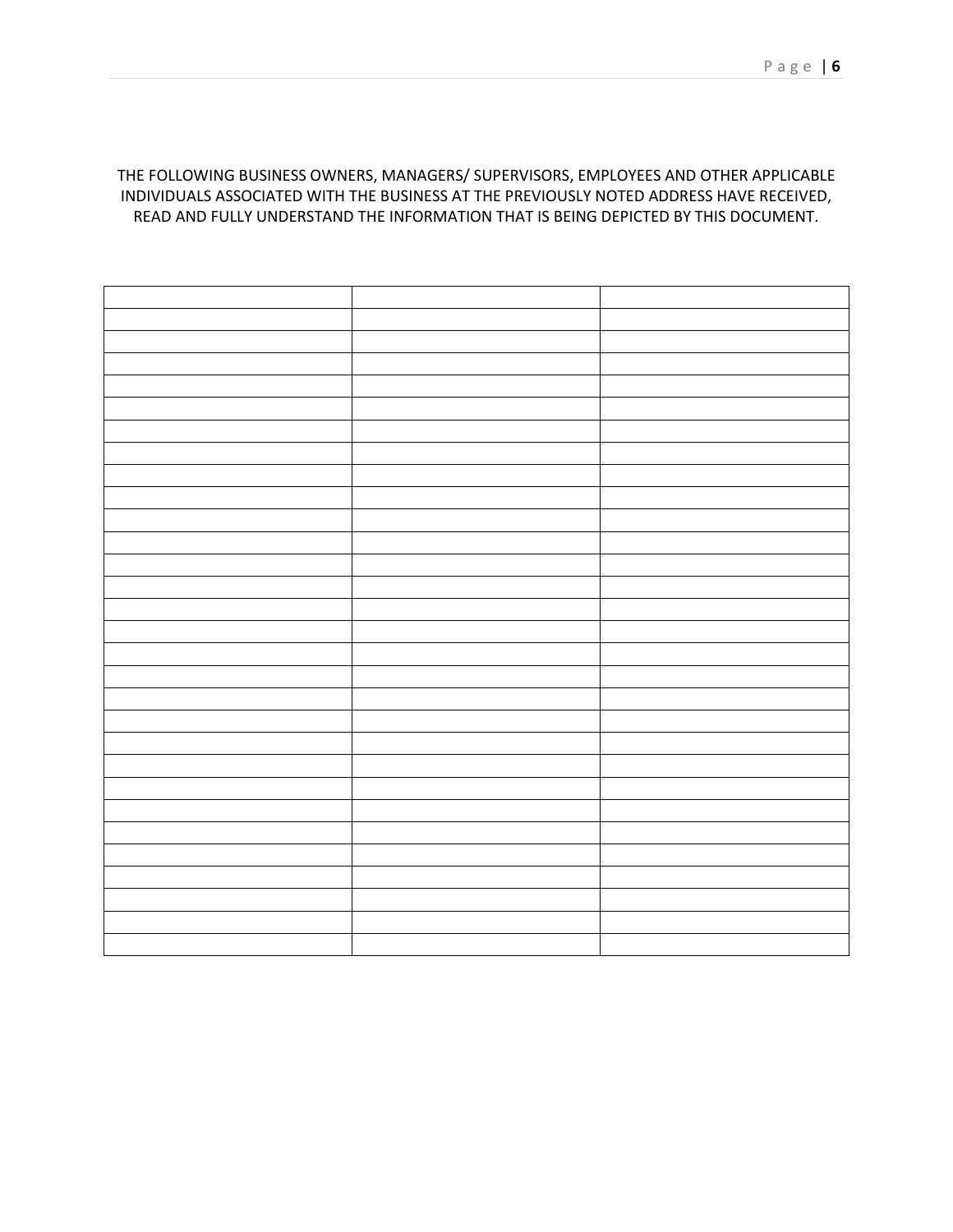THE FOLLOWING BUSINESS OWNERS, MANAGERS/ SUPERVISORS, EMPLOYEES AND OTHER APPLICABLE INDIVIDUALS ASSOCIATED WITH THE BUSINESS AT THE PREVIOUSLY NOTED ADDRESS HAVE RECEIVED, READ AND FULLY UNDERSTAND THE INFORMATION THAT IS BEING DEPICTED BY THIS DOCUMENT.

| | | |
|---|---|---|
| | | |
| | | |
| | | |
| | | |
| | | |
| | | |
| | | |
| | | |
| | | |
| | | |
| | | |
| | | |
| | | |
| | | |
| | | |
| | | |
| | | |
| | | |
| | | |
| | | |
| | | |
| | | |
| | | |
| | | |
| | | |
| | | |
| | | |
| | | |
| | | |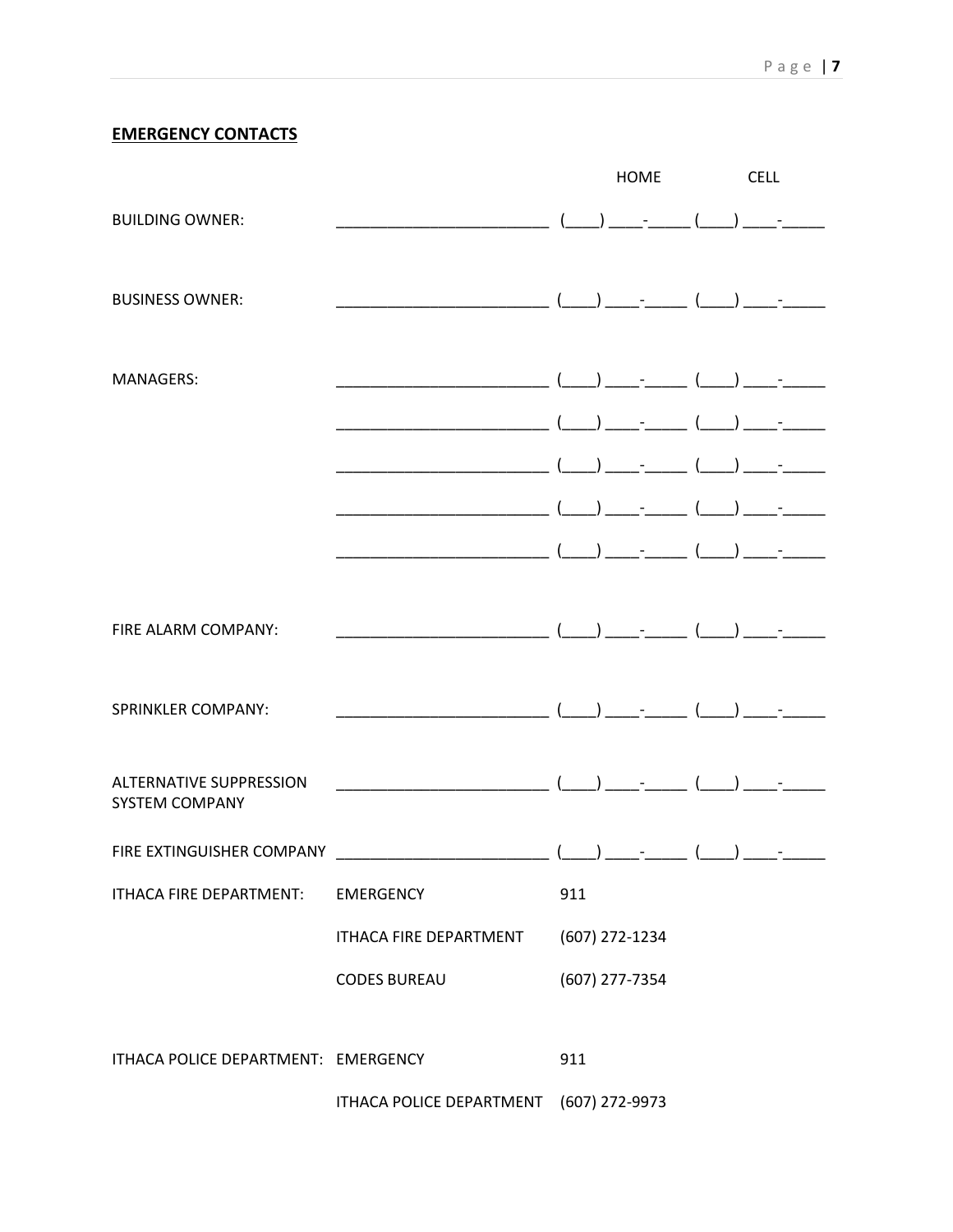**EMERGENCY CONTACTS**

| | | HOME | CELL |
|---|---|---|---|
| BUILDING OWNER: | _________________________ | (____) ____-_____ | (____) ____-_____ |
| BUSINESS OWNER: | _________________________ | (____) ____-_____ | (____) ____-_____ |
| MANAGERS: | _________________________ | (____) ____-_____ | (____) ____-_____ |
| | _________________________ | (____) ____-_____ | (____) ____-_____ |
| | _________________________ | (____) ____-_____ | (____) ____-_____ |
| | _________________________ | (____) ____-_____ | (____) ____-_____ |
| | _________________________ | (____) ____-_____ | (____) ____-_____ |
| FIRE ALARM COMPANY: | _________________________ | (____) ____-_____ | (____) ____-_____ |
| SPRINKLER COMPANY: | _________________________ | (____) ____-_____ | (____) ____-_____ |
| ALTERNATIVE SUPPRESSION SYSTEM COMPANY | _________________________ | (____) ____-_____ | (____) ____-_____ |
| FIRE EXTINGUISHER COMPANY | _________________________ | (____) ____-_____ | (____) ____-_____ |
| ITHACA FIRE DEPARTMENT: | EMERGENCY | 911 | |
| | ITHACA FIRE DEPARTMENT | (607) 272-1234 | |
| | CODES BUREAU | (607) 277-7354 | |
| ITHACA POLICE DEPARTMENT: | EMERGENCY | 911 | |
| | ITHACA POLICE DEPARTMENT | (607) 272-9973 | |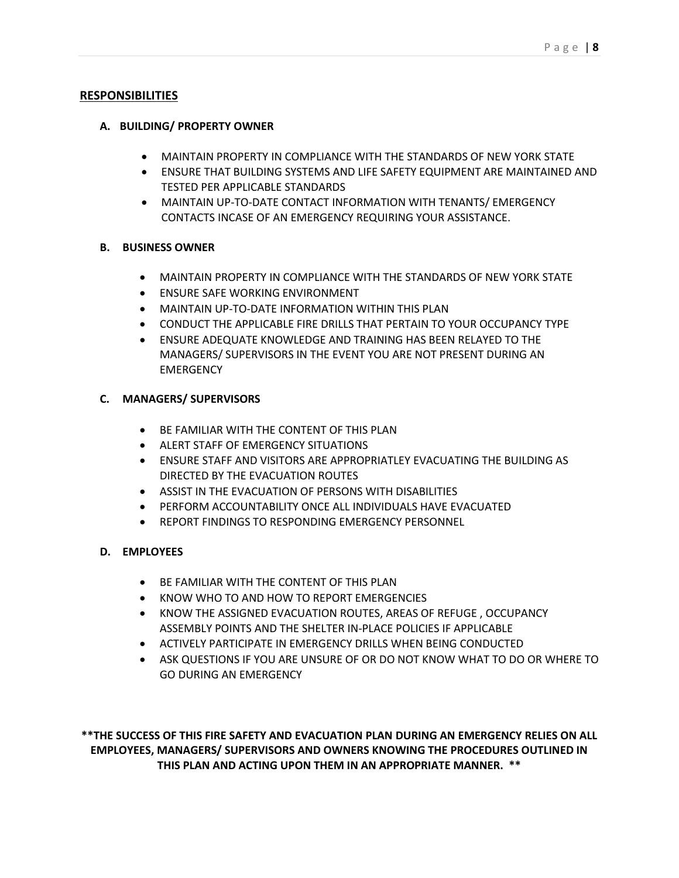## RESPONSIBILITIES

### A. BUILDING/ PROPERTY OWNER

- MAINTAIN PROPERTY IN COMPLIANCE WITH THE STANDARDS OF NEW YORK STATE
- ENSURE THAT BUILDING SYSTEMS AND LIFE SAFETY EQUIPMENT ARE MAINTAINED AND TESTED PER APPLICABLE STANDARDS
- MAINTAIN UP-TO-DATE CONTACT INFORMATION WITH TENANTS/ EMERGENCY CONTACTS INCASE OF AN EMERGENCY REQUIRING YOUR ASSISTANCE.

### B. BUSINESS OWNER

- MAINTAIN PROPERTY IN COMPLIANCE WITH THE STANDARDS OF NEW YORK STATE
- ENSURE SAFE WORKING ENVIRONMENT
- MAINTAIN UP-TO-DATE INFORMATION WITHIN THIS PLAN
- CONDUCT THE APPLICABLE FIRE DRILLS THAT PERTAIN TO YOUR OCCUPANCY TYPE
- ENSURE ADEQUATE KNOWLEDGE AND TRAINING HAS BEEN RELAYED TO THE MANAGERS/ SUPERVISORS IN THE EVENT YOU ARE NOT PRESENT DURING AN EMERGENCY

### C. MANAGERS/ SUPERVISORS

- BE FAMILIAR WITH THE CONTENT OF THIS PLAN
- ALERT STAFF OF EMERGENCY SITUATIONS
- ENSURE STAFF AND VISITORS ARE APPROPRIATLEY EVACUATING THE BUILDING AS DIRECTED BY THE EVACUATION ROUTES
- ASSIST IN THE EVACUATION OF PERSONS WITH DISABILITIES
- PERFORM ACCOUNTABILITY ONCE ALL INDIVIDUALS HAVE EVACUATED
- REPORT FINDINGS TO RESPONDING EMERGENCY PERSONNEL

### D. EMPLOYEES

- BE FAMILIAR WITH THE CONTENT OF THIS PLAN
- KNOW WHO TO AND HOW TO REPORT EMERGENCIES
- KNOW THE ASSIGNED EVACUATION ROUTES, AREAS OF REFUGE , OCCUPANCY ASSEMBLY POINTS AND THE SHELTER IN-PLACE POLICIES IF APPLICABLE
- ACTIVELY PARTICIPATE IN EMERGENCY DRILLS WHEN BEING CONDUCTED
- ASK QUESTIONS IF YOU ARE UNSURE OF OR DO NOT KNOW WHAT TO DO OR WHERE TO GO DURING AN EMERGENCY

**\*\*THE SUCCESS OF THIS FIRE SAFETY AND EVACUATION PLAN DURING AN EMERGENCY RELIES ON ALL EMPLOYEES, MANAGERS/ SUPERVISORS AND OWNERS KNOWING THE PROCEDURES OUTLINED IN THIS PLAN AND ACTING UPON THEM IN AN APPROPRIATE MANNER. \*\***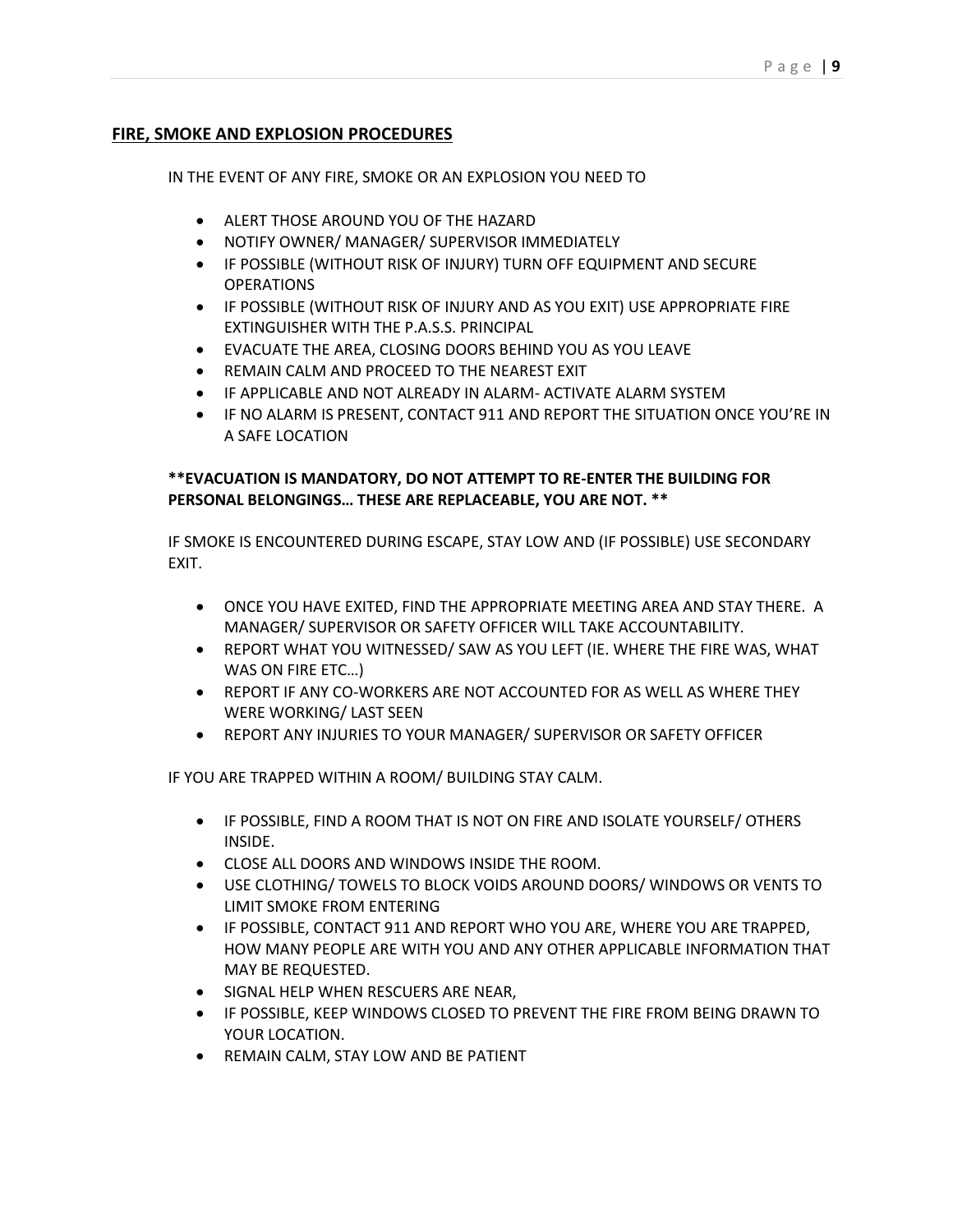## FIRE, SMOKE AND EXPLOSION PROCEDURES

IN THE EVENT OF ANY FIRE, SMOKE OR AN EXPLOSION YOU NEED TO

- ALERT THOSE AROUND YOU OF THE HAZARD
- NOTIFY OWNER/ MANAGER/ SUPERVISOR IMMEDIATELY
- IF POSSIBLE (WITHOUT RISK OF INJURY) TURN OFF EQUIPMENT AND SECURE OPERATIONS
- IF POSSIBLE (WITHOUT RISK OF INJURY AND AS YOU EXIT) USE APPROPRIATE FIRE EXTINGUISHER WITH THE P.A.S.S. PRINCIPAL
- EVACUATE THE AREA, CLOSING DOORS BEHIND YOU AS YOU LEAVE
- REMAIN CALM AND PROCEED TO THE NEAREST EXIT
- IF APPLICABLE AND NOT ALREADY IN ALARM- ACTIVATE ALARM SYSTEM
- IF NO ALARM IS PRESENT, CONTACT 911 AND REPORT THE SITUATION ONCE YOU'RE IN A SAFE LOCATION

**\*\*EVACUATION IS MANDATORY, DO NOT ATTEMPT TO RE-ENTER THE BUILDING FOR PERSONAL BELONGINGS… THESE ARE REPLACEABLE, YOU ARE NOT. \*\***

IF SMOKE IS ENCOUNTERED DURING ESCAPE, STAY LOW AND (IF POSSIBLE) USE SECONDARY EXIT.

- ONCE YOU HAVE EXITED, FIND THE APPROPRIATE MEETING AREA AND STAY THERE. A MANAGER/ SUPERVISOR OR SAFETY OFFICER WILL TAKE ACCOUNTABILITY.
- REPORT WHAT YOU WITNESSED/ SAW AS YOU LEFT (IE. WHERE THE FIRE WAS, WHAT WAS ON FIRE ETC…)
- REPORT IF ANY CO-WORKERS ARE NOT ACCOUNTED FOR AS WELL AS WHERE THEY WERE WORKING/ LAST SEEN
- REPORT ANY INJURIES TO YOUR MANAGER/ SUPERVISOR OR SAFETY OFFICER

IF YOU ARE TRAPPED WITHIN A ROOM/ BUILDING STAY CALM.

- IF POSSIBLE, FIND A ROOM THAT IS NOT ON FIRE AND ISOLATE YOURSELF/ OTHERS INSIDE.
- CLOSE ALL DOORS AND WINDOWS INSIDE THE ROOM.
- USE CLOTHING/ TOWELS TO BLOCK VOIDS AROUND DOORS/ WINDOWS OR VENTS TO LIMIT SMOKE FROM ENTERING
- IF POSSIBLE, CONTACT 911 AND REPORT WHO YOU ARE, WHERE YOU ARE TRAPPED, HOW MANY PEOPLE ARE WITH YOU AND ANY OTHER APPLICABLE INFORMATION THAT MAY BE REQUESTED.
- SIGNAL HELP WHEN RESCUERS ARE NEAR,
- IF POSSIBLE, KEEP WINDOWS CLOSED TO PREVENT THE FIRE FROM BEING DRAWN TO YOUR LOCATION.
- REMAIN CALM, STAY LOW AND BE PATIENT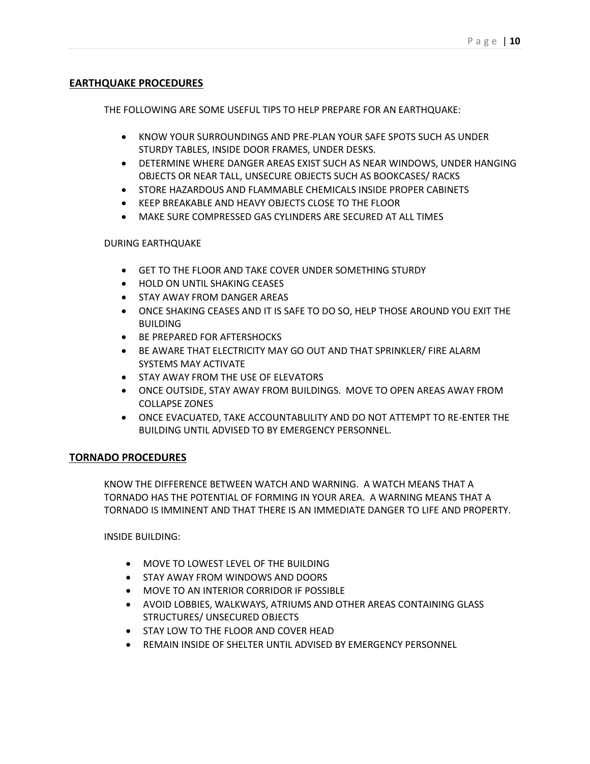## EARTHQUAKE PROCEDURES

THE FOLLOWING ARE SOME USEFUL TIPS TO HELP PREPARE FOR AN EARTHQUAKE:

- KNOW YOUR SURROUNDINGS AND PRE-PLAN YOUR SAFE SPOTS SUCH AS UNDER STURDY TABLES, INSIDE DOOR FRAMES, UNDER DESKS.
- DETERMINE WHERE DANGER AREAS EXIST SUCH AS NEAR WINDOWS, UNDER HANGING OBJECTS OR NEAR TALL, UNSECURE OBJECTS SUCH AS BOOKCASES/ RACKS
- STORE HAZARDOUS AND FLAMMABLE CHEMICALS INSIDE PROPER CABINETS
- KEEP BREAKABLE AND HEAVY OBJECTS CLOSE TO THE FLOOR
- MAKE SURE COMPRESSED GAS CYLINDERS ARE SECURED AT ALL TIMES

DURING EARTHQUAKE

- GET TO THE FLOOR AND TAKE COVER UNDER SOMETHING STURDY
- HOLD ON UNTIL SHAKING CEASES
- STAY AWAY FROM DANGER AREAS
- ONCE SHAKING CEASES AND IT IS SAFE TO DO SO, HELP THOSE AROUND YOU EXIT THE BUILDING
- BE PREPARED FOR AFTERSHOCKS
- BE AWARE THAT ELECTRICITY MAY GO OUT AND THAT SPRINKLER/ FIRE ALARM SYSTEMS MAY ACTIVATE
- STAY AWAY FROM THE USE OF ELEVATORS
- ONCE OUTSIDE, STAY AWAY FROM BUILDINGS. MOVE TO OPEN AREAS AWAY FROM COLLAPSE ZONES
- ONCE EVACUATED, TAKE ACCOUNTABLILITY AND DO NOT ATTEMPT TO RE-ENTER THE BUILDING UNTIL ADVISED TO BY EMERGENCY PERSONNEL.

## TORNADO PROCEDURES

KNOW THE DIFFERENCE BETWEEN WATCH AND WARNING. A WATCH MEANS THAT A TORNADO HAS THE POTENTIAL OF FORMING IN YOUR AREA. A WARNING MEANS THAT A TORNADO IS IMMINENT AND THAT THERE IS AN IMMEDIATE DANGER TO LIFE AND PROPERTY.

INSIDE BUILDING:

- MOVE TO LOWEST LEVEL OF THE BUILDING
- STAY AWAY FROM WINDOWS AND DOORS
- MOVE TO AN INTERIOR CORRIDOR IF POSSIBLE
- AVOID LOBBIES, WALKWAYS, ATRIUMS AND OTHER AREAS CONTAINING GLASS STRUCTURES/ UNSECURED OBJECTS
- STAY LOW TO THE FLOOR AND COVER HEAD
- REMAIN INSIDE OF SHELTER UNTIL ADVISED BY EMERGENCY PERSONNEL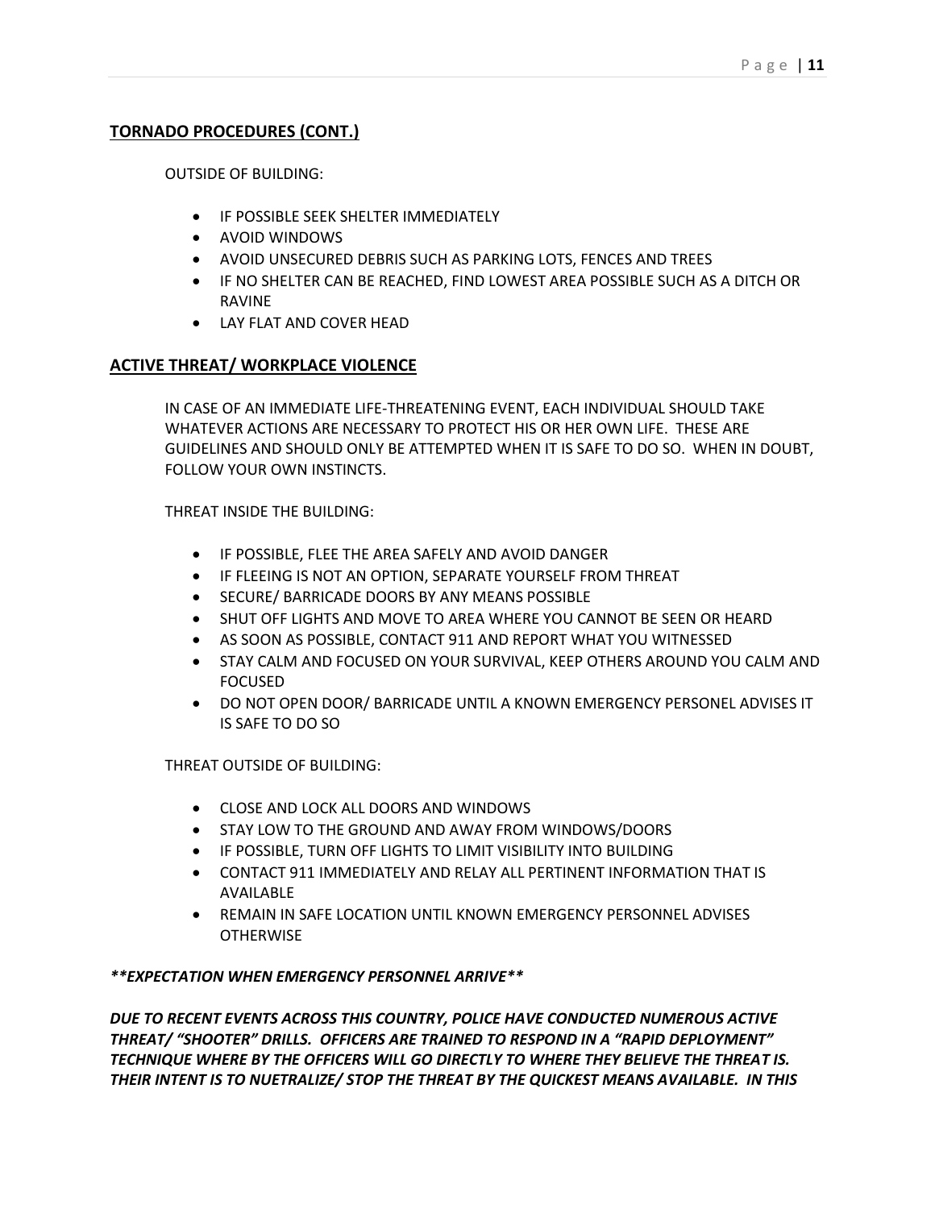## TORNADO PROCEDURES (CONT.)

OUTSIDE OF BUILDING:

- IF POSSIBLE SEEK SHELTER IMMEDIATELY
- AVOID WINDOWS
- AVOID UNSECURED DEBRIS SUCH AS PARKING LOTS, FENCES AND TREES
- IF NO SHELTER CAN BE REACHED, FIND LOWEST AREA POSSIBLE SUCH AS A DITCH OR RAVINE
- LAY FLAT AND COVER HEAD

## ACTIVE THREAT/ WORKPLACE VIOLENCE

IN CASE OF AN IMMEDIATE LIFE-THREATENING EVENT, EACH INDIVIDUAL SHOULD TAKE WHATEVER ACTIONS ARE NECESSARY TO PROTECT HIS OR HER OWN LIFE. THESE ARE GUIDELINES AND SHOULD ONLY BE ATTEMPTED WHEN IT IS SAFE TO DO SO. WHEN IN DOUBT, FOLLOW YOUR OWN INSTINCTS.

THREAT INSIDE THE BUILDING:

- IF POSSIBLE, FLEE THE AREA SAFELY AND AVOID DANGER
- IF FLEEING IS NOT AN OPTION, SEPARATE YOURSELF FROM THREAT
- SECURE/ BARRICADE DOORS BY ANY MEANS POSSIBLE
- SHUT OFF LIGHTS AND MOVE TO AREA WHERE YOU CANNOT BE SEEN OR HEARD
- AS SOON AS POSSIBLE, CONTACT 911 AND REPORT WHAT YOU WITNESSED
- STAY CALM AND FOCUSED ON YOUR SURVIVAL, KEEP OTHERS AROUND YOU CALM AND FOCUSED
- DO NOT OPEN DOOR/ BARRICADE UNTIL A KNOWN EMERGENCY PERSONEL ADVISES IT IS SAFE TO DO SO

THREAT OUTSIDE OF BUILDING:

- CLOSE AND LOCK ALL DOORS AND WINDOWS
- STAY LOW TO THE GROUND AND AWAY FROM WINDOWS/DOORS
- IF POSSIBLE, TURN OFF LIGHTS TO LIMIT VISIBILITY INTO BUILDING
- CONTACT 911 IMMEDIATELY AND RELAY ALL PERTINENT INFORMATION THAT IS AVAILABLE
- REMAIN IN SAFE LOCATION UNTIL KNOWN EMERGENCY PERSONNEL ADVISES OTHERWISE

***\*\*EXPECTATION WHEN EMERGENCY PERSONNEL ARRIVE\*\****

***DUE TO RECENT EVENTS ACROSS THIS COUNTRY, POLICE HAVE CONDUCTED NUMEROUS ACTIVE THREAT/ "SHOOTER" DRILLS. OFFICERS ARE TRAINED TO RESPOND IN A "RAPID DEPLOYMENT" TECHNIQUE WHERE BY THE OFFICERS WILL GO DIRECTLY TO WHERE THEY BELIEVE THE THREAT IS. THEIR INTENT IS TO NUETRALIZE/ STOP THE THREAT BY THE QUICKEST MEANS AVAILABLE. IN THIS***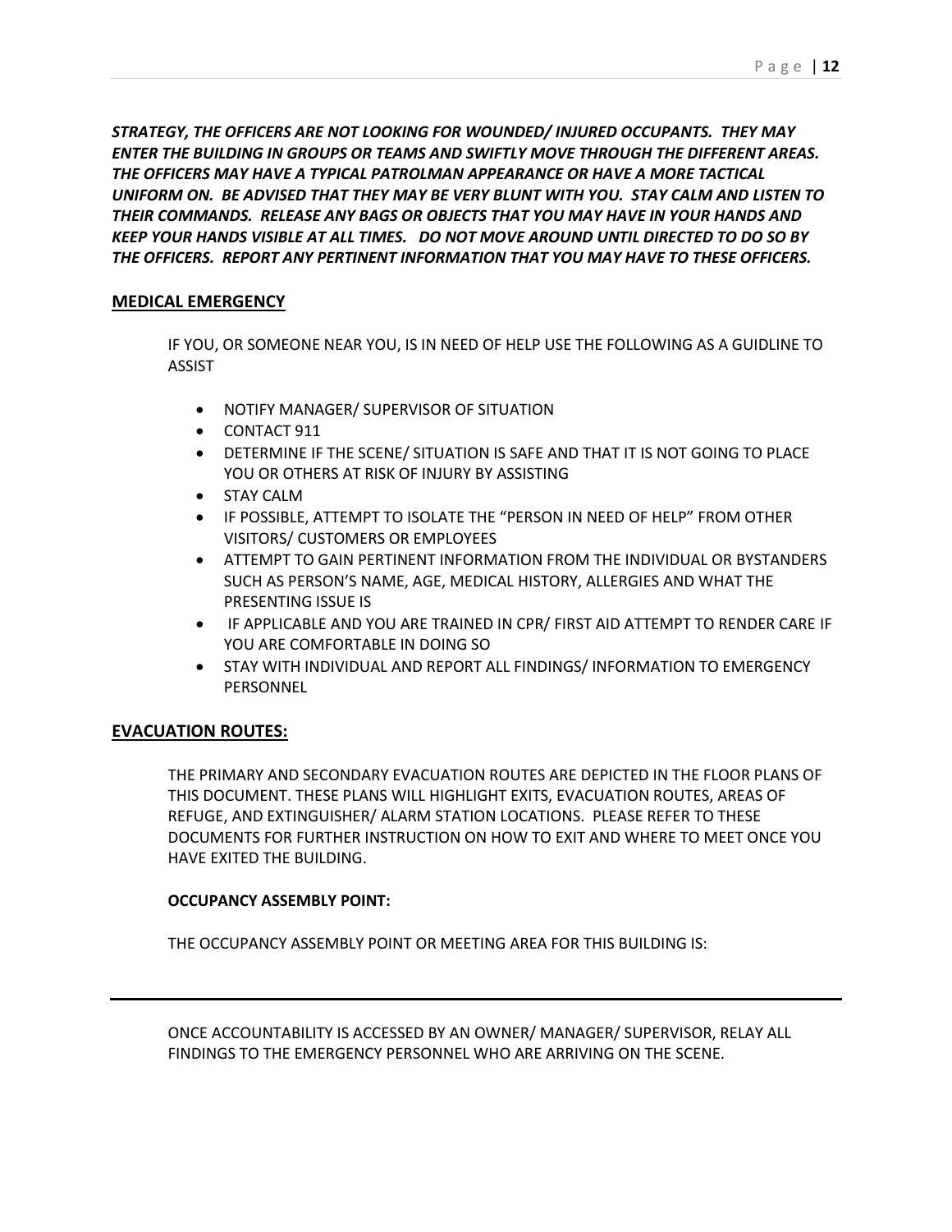***STRATEGY, THE OFFICERS ARE NOT LOOKING FOR WOUNDED/ INJURED OCCUPANTS. THEY MAY ENTER THE BUILDING IN GROUPS OR TEAMS AND SWIFTLY MOVE THROUGH THE DIFFERENT AREAS. THE OFFICERS MAY HAVE A TYPICAL PATROLMAN APPEARANCE OR HAVE A MORE TACTICAL UNIFORM ON. BE ADVISED THAT THEY MAY BE VERY BLUNT WITH YOU. STAY CALM AND LISTEN TO THEIR COMMANDS. RELEASE ANY BAGS OR OBJECTS THAT YOU MAY HAVE IN YOUR HANDS AND KEEP YOUR HANDS VISIBLE AT ALL TIMES. DO NOT MOVE AROUND UNTIL DIRECTED TO DO SO BY THE OFFICERS. REPORT ANY PERTINENT INFORMATION THAT YOU MAY HAVE TO THESE OFFICERS.***

## MEDICAL EMERGENCY

IF YOU, OR SOMEONE NEAR YOU, IS IN NEED OF HELP USE THE FOLLOWING AS A GUIDLINE TO ASSIST

- NOTIFY MANAGER/ SUPERVISOR OF SITUATION
- CONTACT 911
- DETERMINE IF THE SCENE/ SITUATION IS SAFE AND THAT IT IS NOT GOING TO PLACE YOU OR OTHERS AT RISK OF INJURY BY ASSISTING
- STAY CALM
- IF POSSIBLE, ATTEMPT TO ISOLATE THE "PERSON IN NEED OF HELP" FROM OTHER VISITORS/ CUSTOMERS OR EMPLOYEES
- ATTEMPT TO GAIN PERTINENT INFORMATION FROM THE INDIVIDUAL OR BYSTANDERS SUCH AS PERSON'S NAME, AGE, MEDICAL HISTORY, ALLERGIES AND WHAT THE PRESENTING ISSUE IS
- IF APPLICABLE AND YOU ARE TRAINED IN CPR/ FIRST AID ATTEMPT TO RENDER CARE IF YOU ARE COMFORTABLE IN DOING SO
- STAY WITH INDIVIDUAL AND REPORT ALL FINDINGS/ INFORMATION TO EMERGENCY PERSONNEL

## EVACUATION ROUTES:

THE PRIMARY AND SECONDARY EVACUATION ROUTES ARE DEPICTED IN THE FLOOR PLANS OF THIS DOCUMENT. THESE PLANS WILL HIGHLIGHT EXITS, EVACUATION ROUTES, AREAS OF REFUGE, AND EXTINGUISHER/ ALARM STATION LOCATIONS. PLEASE REFER TO THESE DOCUMENTS FOR FURTHER INSTRUCTION ON HOW TO EXIT AND WHERE TO MEET ONCE YOU HAVE EXITED THE BUILDING.

**OCCUPANCY ASSEMBLY POINT:**

THE OCCUPANCY ASSEMBLY POINT OR MEETING AREA FOR THIS BUILDING IS:

---

ONCE ACCOUNTABILITY IS ACCESSED BY AN OWNER/ MANAGER/ SUPERVISOR, RELAY ALL FINDINGS TO THE EMERGENCY PERSONNEL WHO ARE ARRIVING ON THE SCENE.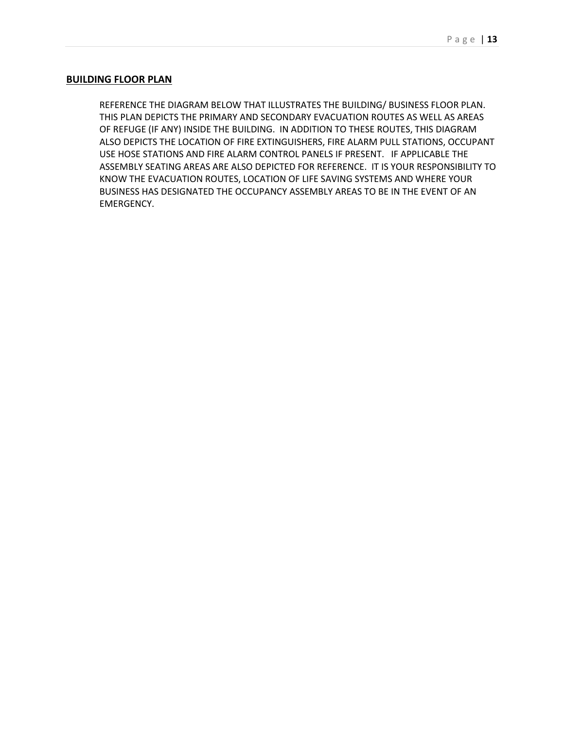## BUILDING FLOOR PLAN

REFERENCE THE DIAGRAM BELOW THAT ILLUSTRATES THE BUILDING/ BUSINESS FLOOR PLAN. THIS PLAN DEPICTS THE PRIMARY AND SECONDARY EVACUATION ROUTES AS WELL AS AREAS OF REFUGE (IF ANY) INSIDE THE BUILDING. IN ADDITION TO THESE ROUTES, THIS DIAGRAM ALSO DEPICTS THE LOCATION OF FIRE EXTINGUISHERS, FIRE ALARM PULL STATIONS, OCCUPANT USE HOSE STATIONS AND FIRE ALARM CONTROL PANELS IF PRESENT. IF APPLICABLE THE ASSEMBLY SEATING AREAS ARE ALSO DEPICTED FOR REFERENCE. IT IS YOUR RESPONSIBILITY TO KNOW THE EVACUATION ROUTES, LOCATION OF LIFE SAVING SYSTEMS AND WHERE YOUR BUSINESS HAS DESIGNATED THE OCCUPANCY ASSEMBLY AREAS TO BE IN THE EVENT OF AN EMERGENCY.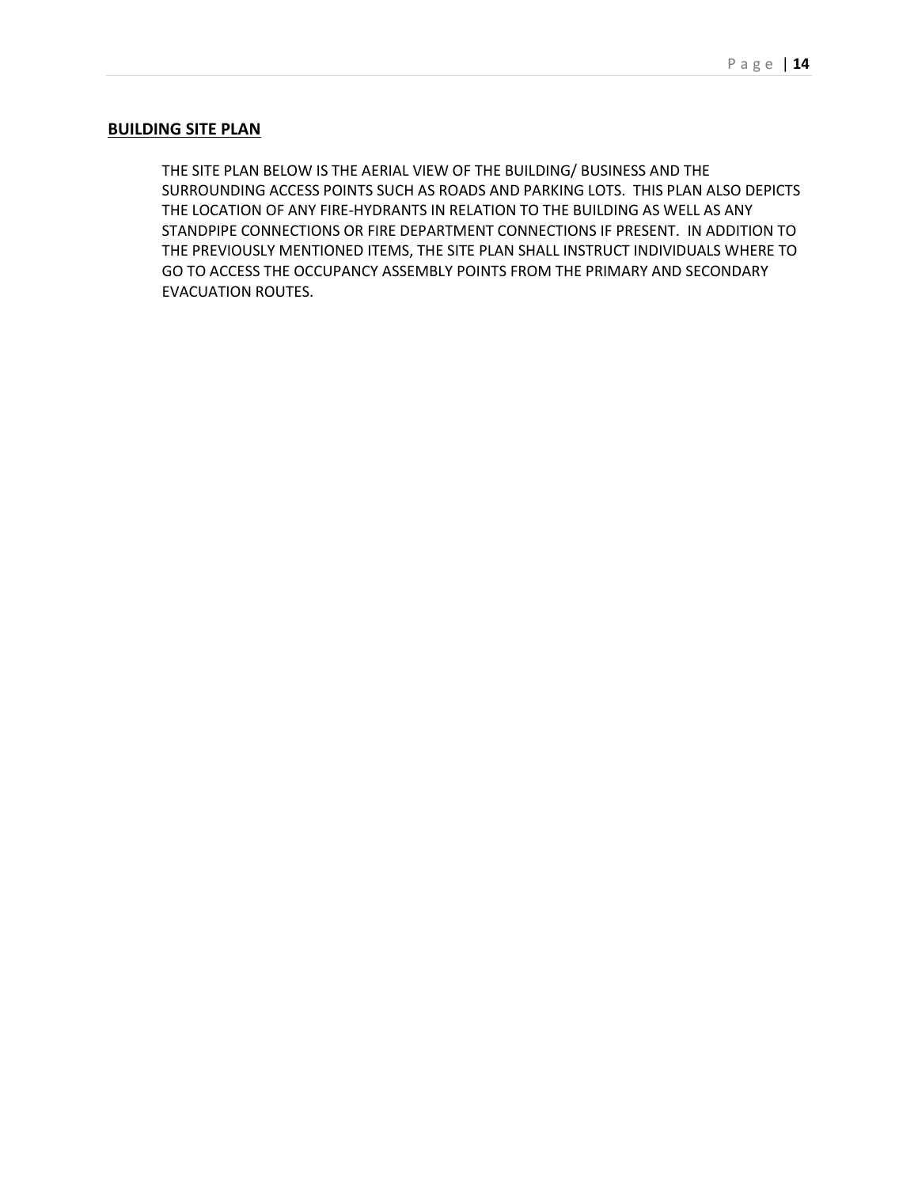## BUILDING SITE PLAN

THE SITE PLAN BELOW IS THE AERIAL VIEW OF THE BUILDING/ BUSINESS AND THE SURROUNDING ACCESS POINTS SUCH AS ROADS AND PARKING LOTS. THIS PLAN ALSO DEPICTS THE LOCATION OF ANY FIRE-HYDRANTS IN RELATION TO THE BUILDING AS WELL AS ANY STANDPIPE CONNECTIONS OR FIRE DEPARTMENT CONNECTIONS IF PRESENT. IN ADDITION TO THE PREVIOUSLY MENTIONED ITEMS, THE SITE PLAN SHALL INSTRUCT INDIVIDUALS WHERE TO GO TO ACCESS THE OCCUPANCY ASSEMBLY POINTS FROM THE PRIMARY AND SECONDARY EVACUATION ROUTES.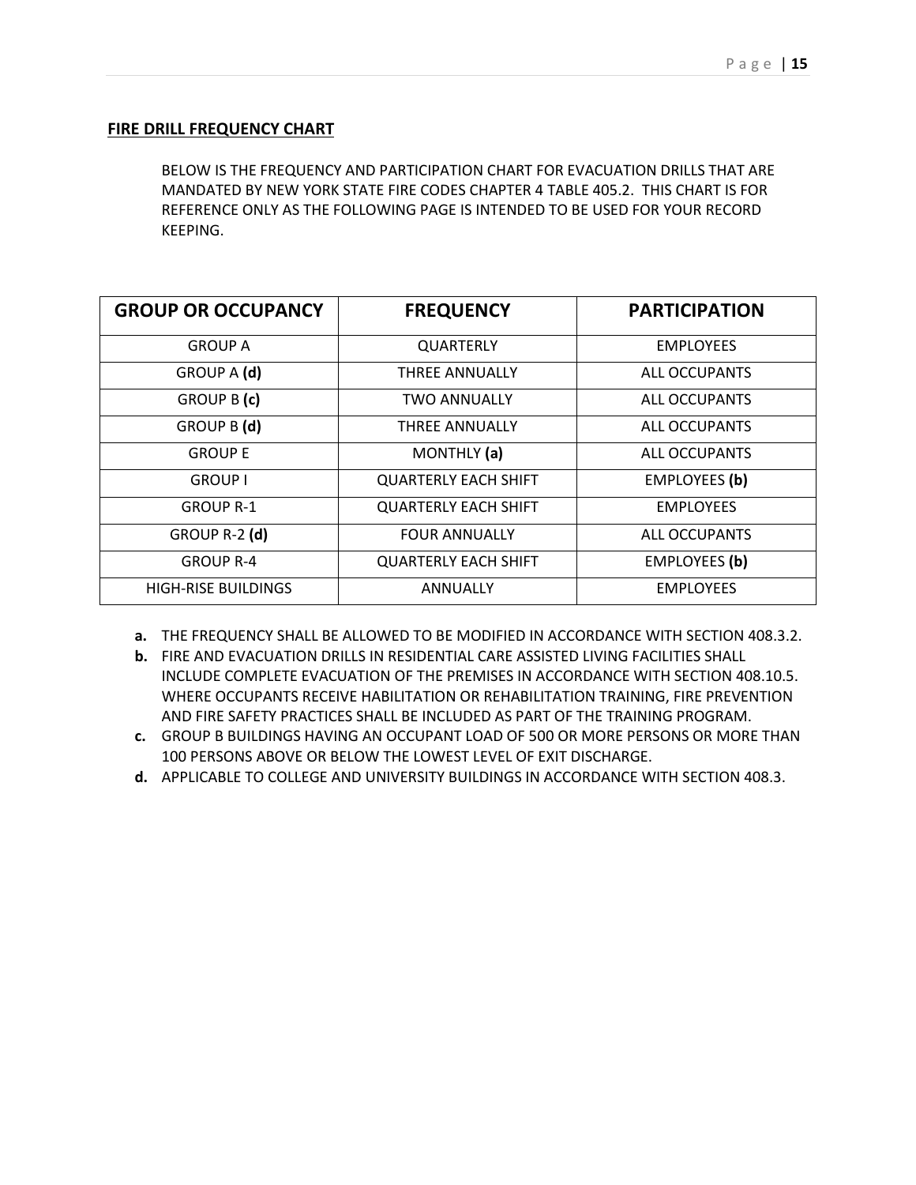## FIRE DRILL FREQUENCY CHART

BELOW IS THE FREQUENCY AND PARTICIPATION CHART FOR EVACUATION DRILLS THAT ARE MANDATED BY NEW YORK STATE FIRE CODES CHAPTER 4 TABLE 405.2. THIS CHART IS FOR REFERENCE ONLY AS THE FOLLOWING PAGE IS INTENDED TO BE USED FOR YOUR RECORD KEEPING.

| GROUP OR OCCUPANCY | FREQUENCY | PARTICIPATION |
|---|---|---|
| GROUP A | QUARTERLY | EMPLOYEES |
| GROUP A **(d)** | THREE ANNUALLY | ALL OCCUPANTS |
| GROUP B **(c)** | TWO ANNUALLY | ALL OCCUPANTS |
| GROUP B **(d)** | THREE ANNUALLY | ALL OCCUPANTS |
| GROUP E | MONTHLY **(a)** | ALL OCCUPANTS |
| GROUP I | QUARTERLY EACH SHIFT | EMPLOYEES **(b)** |
| GROUP R-1 | QUARTERLY EACH SHIFT | EMPLOYEES |
| GROUP R-2 **(d)** | FOUR ANNUALLY | ALL OCCUPANTS |
| GROUP R-4 | QUARTERLY EACH SHIFT | EMPLOYEES **(b)** |
| HIGH-RISE BUILDINGS | ANNUALLY | EMPLOYEES |

- **a.** THE FREQUENCY SHALL BE ALLOWED TO BE MODIFIED IN ACCORDANCE WITH SECTION 408.3.2.
- **b.** FIRE AND EVACUATION DRILLS IN RESIDENTIAL CARE ASSISTED LIVING FACILITIES SHALL INCLUDE COMPLETE EVACUATION OF THE PREMISES IN ACCORDANCE WITH SECTION 408.10.5. WHERE OCCUPANTS RECEIVE HABILITATION OR REHABILITATION TRAINING, FIRE PREVENTION AND FIRE SAFETY PRACTICES SHALL BE INCLUDED AS PART OF THE TRAINING PROGRAM.
- **c.** GROUP B BUILDINGS HAVING AN OCCUPANT LOAD OF 500 OR MORE PERSONS OR MORE THAN 100 PERSONS ABOVE OR BELOW THE LOWEST LEVEL OF EXIT DISCHARGE.
- **d.** APPLICABLE TO COLLEGE AND UNIVERSITY BUILDINGS IN ACCORDANCE WITH SECTION 408.3.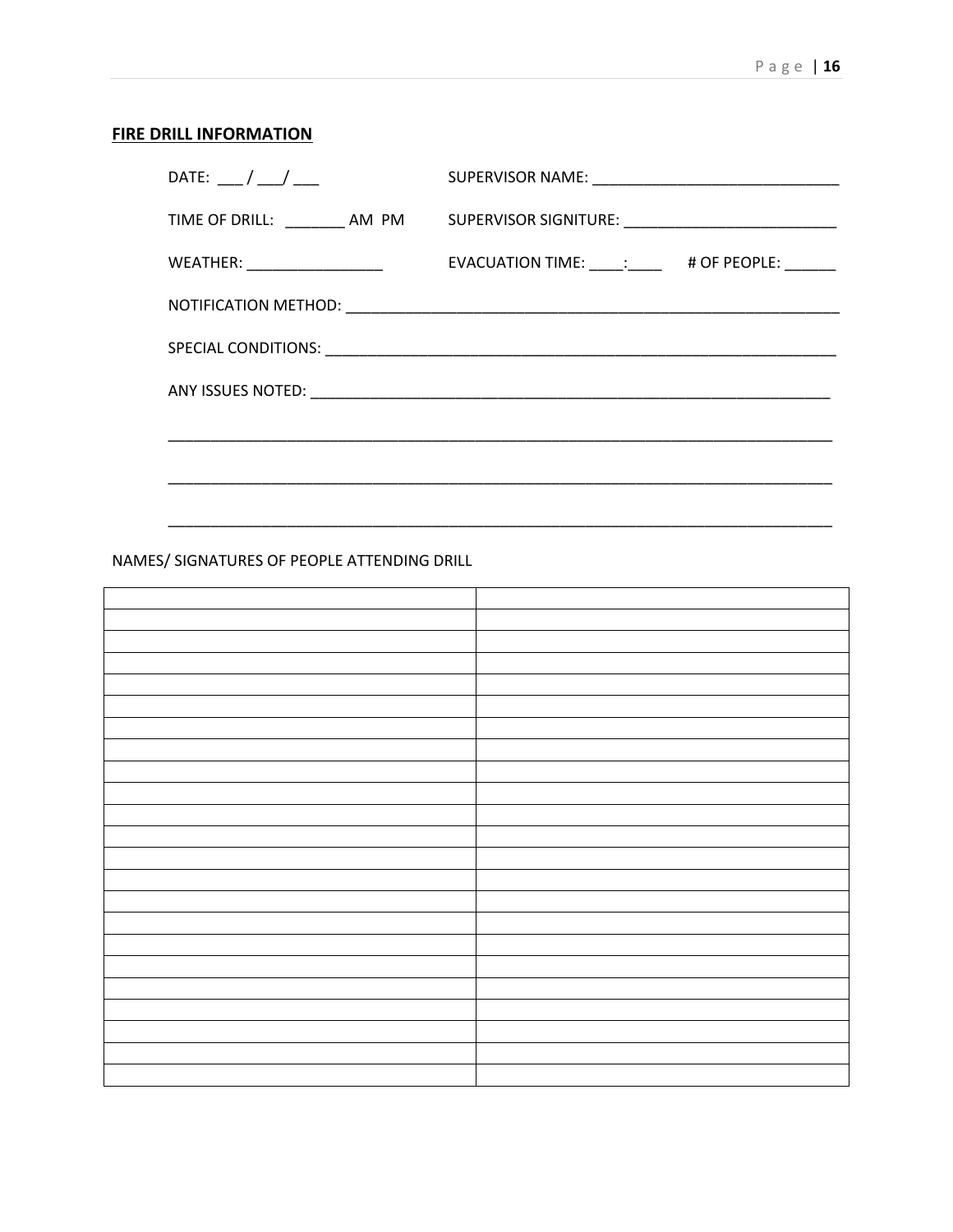**FIRE DRILL INFORMATION**

DATE: ___ / ___/ ___

SUPERVISOR NAME: ______________________________

TIME OF DRILL: _______ AM PM

SUPERVISOR SIGNITURE: _________________________

WEATHER: ________________

EVACUATION TIME: ____:____ # OF PEOPLE: ______

NOTIFICATION METHOD: ____________________________________________________________

SPECIAL CONDITIONS: _____________________________________________________________

ANY ISSUES NOTED: ______________________________________________________________

_______________________________________________________________________________

_______________________________________________________________________________

_______________________________________________________________________________

NAMES/ SIGNATURES OF PEOPLE ATTENDING DRILL

| | |
|---|---|
| | |
| | |
| | |
| | |
| | |
| | |
| | |
| | |
| | |
| | |
| | |
| | |
| | |
| | |
| | |
| | |
| | |
| | |
| | |
| | |
| | |
| | |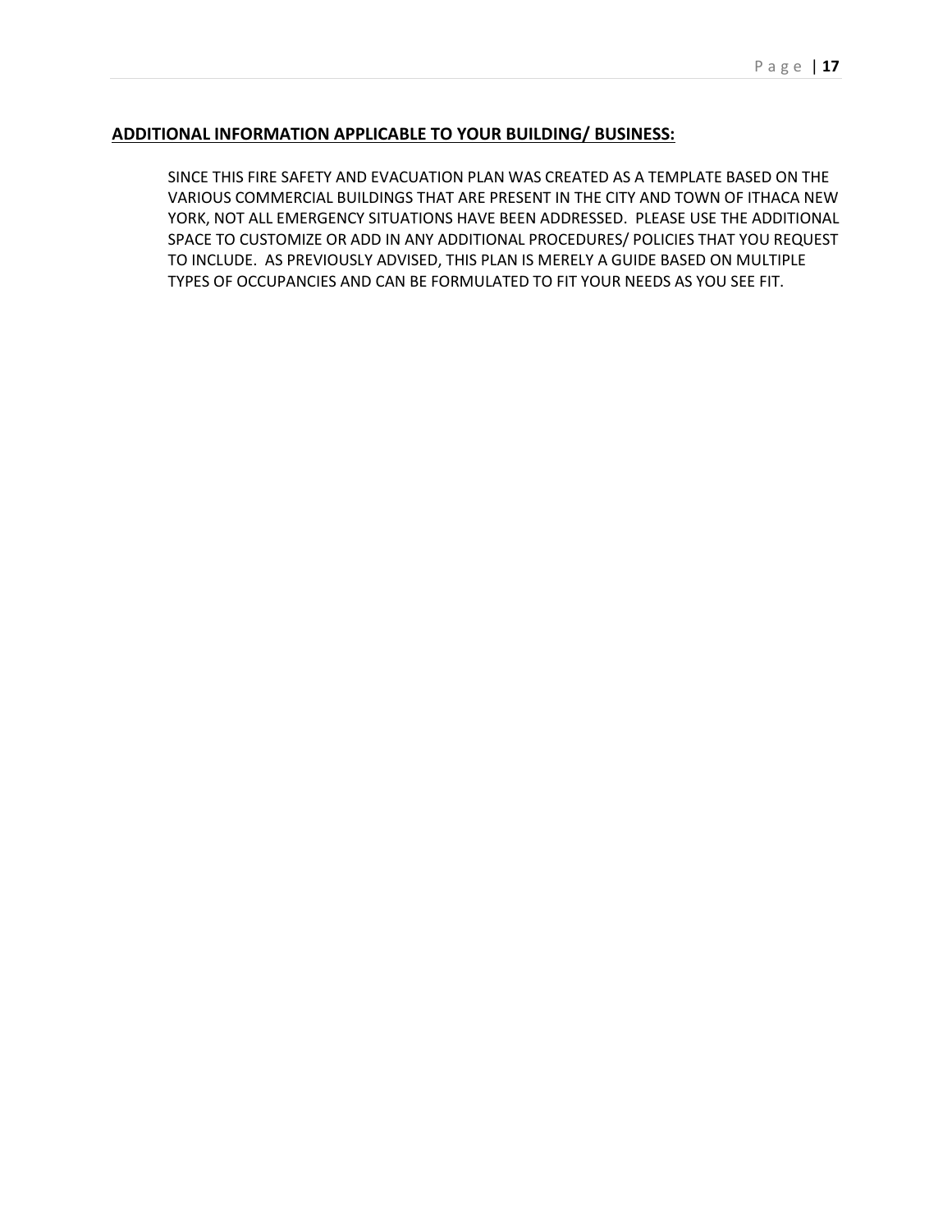## ADDITIONAL INFORMATION APPLICABLE TO YOUR BUILDING/ BUSINESS:

SINCE THIS FIRE SAFETY AND EVACUATION PLAN WAS CREATED AS A TEMPLATE BASED ON THE VARIOUS COMMERCIAL BUILDINGS THAT ARE PRESENT IN THE CITY AND TOWN OF ITHACA NEW YORK, NOT ALL EMERGENCY SITUATIONS HAVE BEEN ADDRESSED. PLEASE USE THE ADDITIONAL SPACE TO CUSTOMIZE OR ADD IN ANY ADDITIONAL PROCEDURES/ POLICIES THAT YOU REQUEST TO INCLUDE. AS PREVIOUSLY ADVISED, THIS PLAN IS MERELY A GUIDE BASED ON MULTIPLE TYPES OF OCCUPANCIES AND CAN BE FORMULATED TO FIT YOUR NEEDS AS YOU SEE FIT.